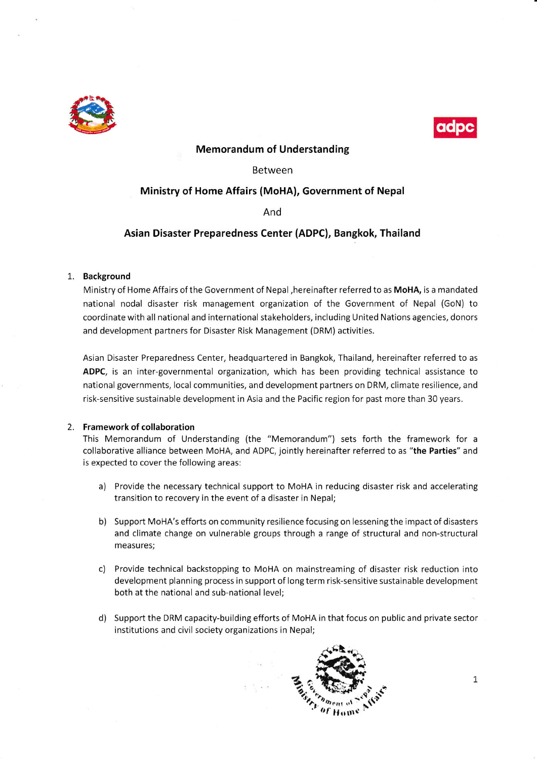**Memorandum of Understanding**

Between

**Ministry of Home Affairs (MoHA), Government of Nepal**

And

**Asian Disaster Preparedness Center (ADPC), Bangkok, Thailand**

1. **Background**

   Ministry of Home Affairs of the Government of Nepal ,hereinafter referred to as **MoHA,** is a mandated national nodal disaster risk management organization of the Government of Nepal (GoN) to coordinate with all national and international stakeholders, including United Nations agencies, donors and development partners for Disaster Risk Management (DRM) activities.

   Asian Disaster Preparedness Center, headquartered in Bangkok, Thailand, hereinafter referred to as **ADPC**, is an inter-governmental organization, which has been providing technical assistance to national governments, local communities, and development partners on DRM, climate resilience, and risk-sensitive sustainable development in Asia and the Pacific region for past more than 30 years.

2. **Framework of collaboration**

   This Memorandum of Understanding (the "Memorandum") sets forth the framework for a collaborative alliance between MoHA, and ADPC, jointly hereinafter referred to as "**the Parties**" and is expected to cover the following areas:

   a) Provide the necessary technical support to MoHA in reducing disaster risk and accelerating transition to recovery in the event of a disaster in Nepal;

   b) Support MoHA's efforts on community resilience focusing on lessening the impact of disasters and climate change on vulnerable groups through a range of structural and non-structural measures;

   c) Provide technical backstopping to MoHA on mainstreaming of disaster risk reduction into development planning process in support of long term risk-sensitive sustainable development both at the national and sub-national level;

   d) Support the DRM capacity-building efforts of MoHA in that focus on public and private sector institutions and civil society organizations in Nepal;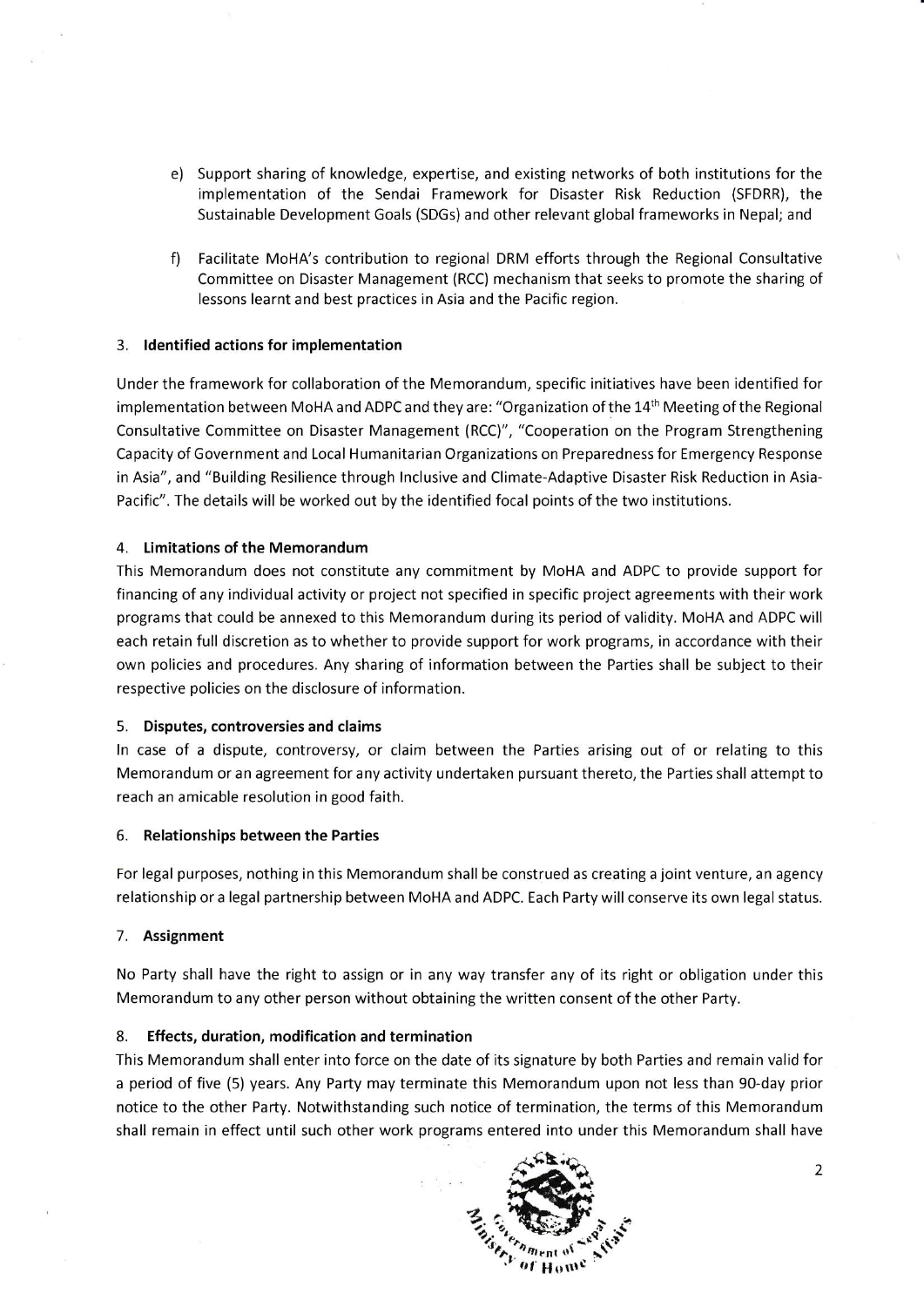e) Support sharing of knowledge, expertise, and existing networks of both institutions for the implementation of the Sendai Framework for Disaster Risk Reduction (SFDRR), the Sustainable Development Goals (SDGs) and other relevant global frameworks in Nepal; and

f) Facilitate MoHA's contribution to regional DRM efforts through the Regional Consultative Committee on Disaster Management (RCC) mechanism that seeks to promote the sharing of lessons learnt and best practices in Asia and the Pacific region.

3. **Identified actions for implementation**

Under the framework for collaboration of the Memorandum, specific initiatives have been identified for implementation between MoHA and ADPC and they are: "Organization of the 14th Meeting of the Regional Consultative Committee on Disaster Management (RCC)", "Cooperation on the Program Strengthening Capacity of Government and Local Humanitarian Organizations on Preparedness for Emergency Response in Asia", and "Building Resilience through Inclusive and Climate-Adaptive Disaster Risk Reduction in Asia-Pacific". The details will be worked out by the identified focal points of the two institutions.

4. **Limitations of the Memorandum**

This Memorandum does not constitute any commitment by MoHA and ADPC to provide support for financing of any individual activity or project not specified in specific project agreements with their work programs that could be annexed to this Memorandum during its period of validity. MoHA and ADPC will each retain full discretion as to whether to provide support for work programs, in accordance with their own policies and procedures. Any sharing of information between the Parties shall be subject to their respective policies on the disclosure of information.

5. **Disputes, controversies and claims**

In case of a dispute, controversy, or claim between the Parties arising out of or relating to this Memorandum or an agreement for any activity undertaken pursuant thereto, the Parties shall attempt to reach an amicable resolution in good faith.

6. **Relationships between the Parties**

For legal purposes, nothing in this Memorandum shall be construed as creating a joint venture, an agency relationship or a legal partnership between MoHA and ADPC. Each Party will conserve its own legal status.

7. **Assignment**

No Party shall have the right to assign or in any way transfer any of its right or obligation under this Memorandum to any other person without obtaining the written consent of the other Party.

8. **Effects, duration, modification and termination**

This Memorandum shall enter into force on the date of its signature by both Parties and remain valid for a period of five (5) years. Any Party may terminate this Memorandum upon not less than 90-day prior notice to the other Party. Notwithstanding such notice of termination, the terms of this Memorandum shall remain in effect until such other work programs entered into under this Memorandum shall have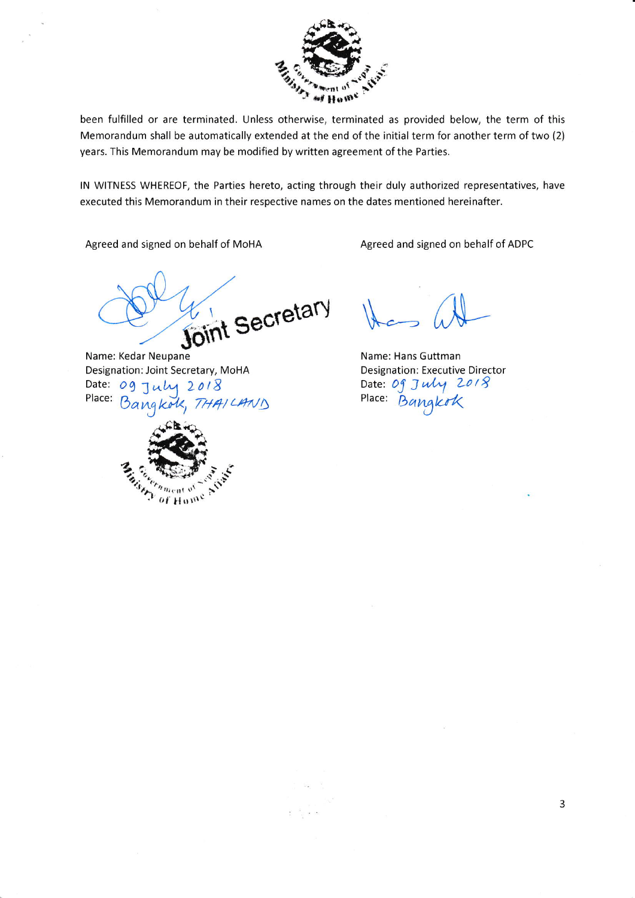been fulfilled or are terminated. Unless otherwise, terminated as provided below, the term of this Memorandum shall be automatically extended at the end of the initial term for another term of two (2) years. This Memorandum may be modified by written agreement of the Parties.

IN WITNESS WHEREOF, the Parties hereto, acting through their duly authorized representatives, have executed this Memorandum in their respective names on the dates mentioned hereinafter.

| Agreed and signed on behalf of MoHA | Agreed and signed on behalf of ADPC |
|---|---|
| Joint Secretary | |
| Name: Kedar Neupane | Name: Hans Guttman |
| Designation: Joint Secretary, MoHA | Designation: Executive Director |
| Date: 09 July 2018 | Date: 09 July 2018 |
| Place: Bangkok, THAILAND | Place: Bangkok |